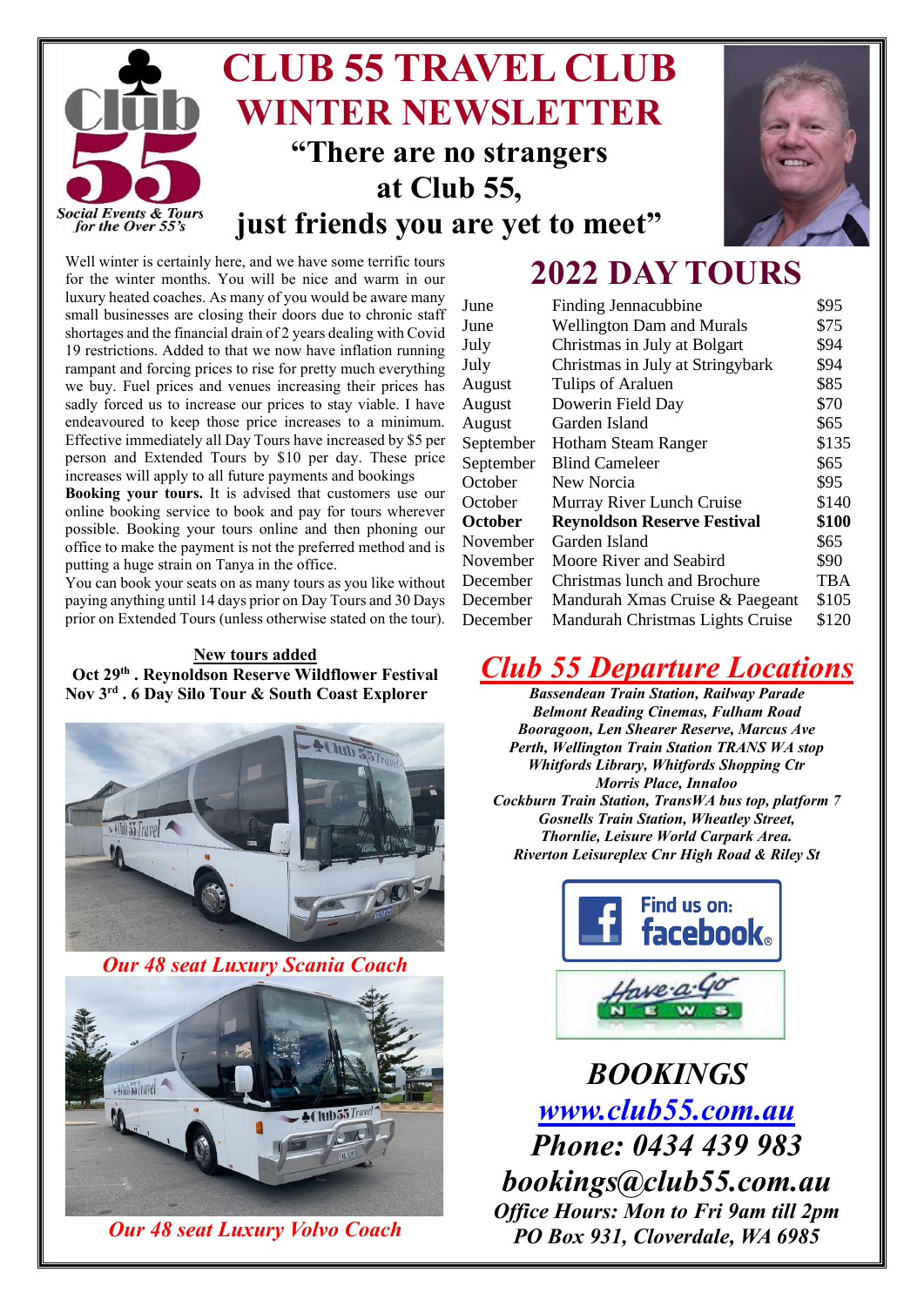# CLUB 55 TRAVEL CLUB WINTER NEWSLETTER

## "There are no strangers at Club 55, just friends you are yet to meet"

Club 55
Social Events & Tours for the Over 55's

Well winter is certainly here, and we have some terrific tours for the winter months. You will be nice and warm in our luxury heated coaches. As many of you would be aware many small businesses are closing their doors due to chronic staff shortages and the financial drain of 2 years dealing with Covid 19 restrictions. Added to that we now have inflation running rampant and forcing prices to rise for pretty much everything we buy. Fuel prices and venues increasing their prices has sadly forced us to increase our prices to stay viable. I have endeavoured to keep those price increases to a minimum. Effective immediately all Day Tours have increased by $5 per person and Extended Tours by $10 per day. These price increases will apply to all future payments and bookings

**Booking your tours.** It is advised that customers use our online booking service to book and pay for tours wherever possible. Booking your tours online and then phoning our office to make the payment is not the preferred method and is putting a huge strain on Tanya in the office.

You can book your seats on as many tours as you like without paying anything until 14 days prior on Day Tours and 30 Days prior on Extended Tours (unless otherwise stated on the tour).

**New tours added**

**Oct 29th . Reynoldson Reserve Wildflower Festival**
**Nov 3rd . 6 Day Silo Tour & South Coast Explorer**

*Our 48 seat Luxury Scania Coach*

*Our 48 seat Luxury Volvo Coach*

## 2022 DAY TOURS

| Month | Tour | Price |
|---|---|---|
| June | Finding Jennacubbine | $95 |
| June | Wellington Dam and Murals | $75 |
| July | Christmas in July at Bolgart | $94 |
| July | Christmas in July at Stringybark | $94 |
| August | Tulips of Araluen | $85 |
| August | Dowerin Field Day | $70 |
| August | Garden Island | $65 |
| September | Hotham Steam Ranger | $135 |
| September | Blind Cameleer | $65 |
| October | New Norcia | $95 |
| October | Murray River Lunch Cruise | $140 |
| **October** | **Reynoldson Reserve Festival** | **$100** |
| November | Garden Island | $65 |
| November | Moore River and Seabird | $90 |
| December | Christmas lunch and Brochure | TBA |
| December | Mandurah Xmas Cruise & Paegeant | $105 |
| December | Mandurah Christmas Lights Cruise | $120 |

## *Club 55 Departure Locations*

***Bassendean Train Station, Railway Parade***
***Belmont Reading Cinemas, Fulham Road***
***Booragoon, Len Shearer Reserve, Marcus Ave***
***Perth, Wellington Train Station TRANS WA stop***
***Whitfords Library, Whitfords Shopping Ctr***
***Morris Place, Innaloo***
***Cockburn Train Station, TransWA bus top, platform 7***
***Gosnells Train Station, Wheatley Street,***
***Thornlie, Leisure World Carpark Area.***
***Riverton Leisureplex Cnr High Road & Riley St***

Find us on: facebook.

Have-a-Go NEWS

## *BOOKINGS*

***www.club55.com.au***

***Phone: 0434 439 983***

***bookings@club55.com.au***

***Office Hours: Mon to Fri 9am till 2pm***

***PO Box 931, Cloverdale, WA 6985***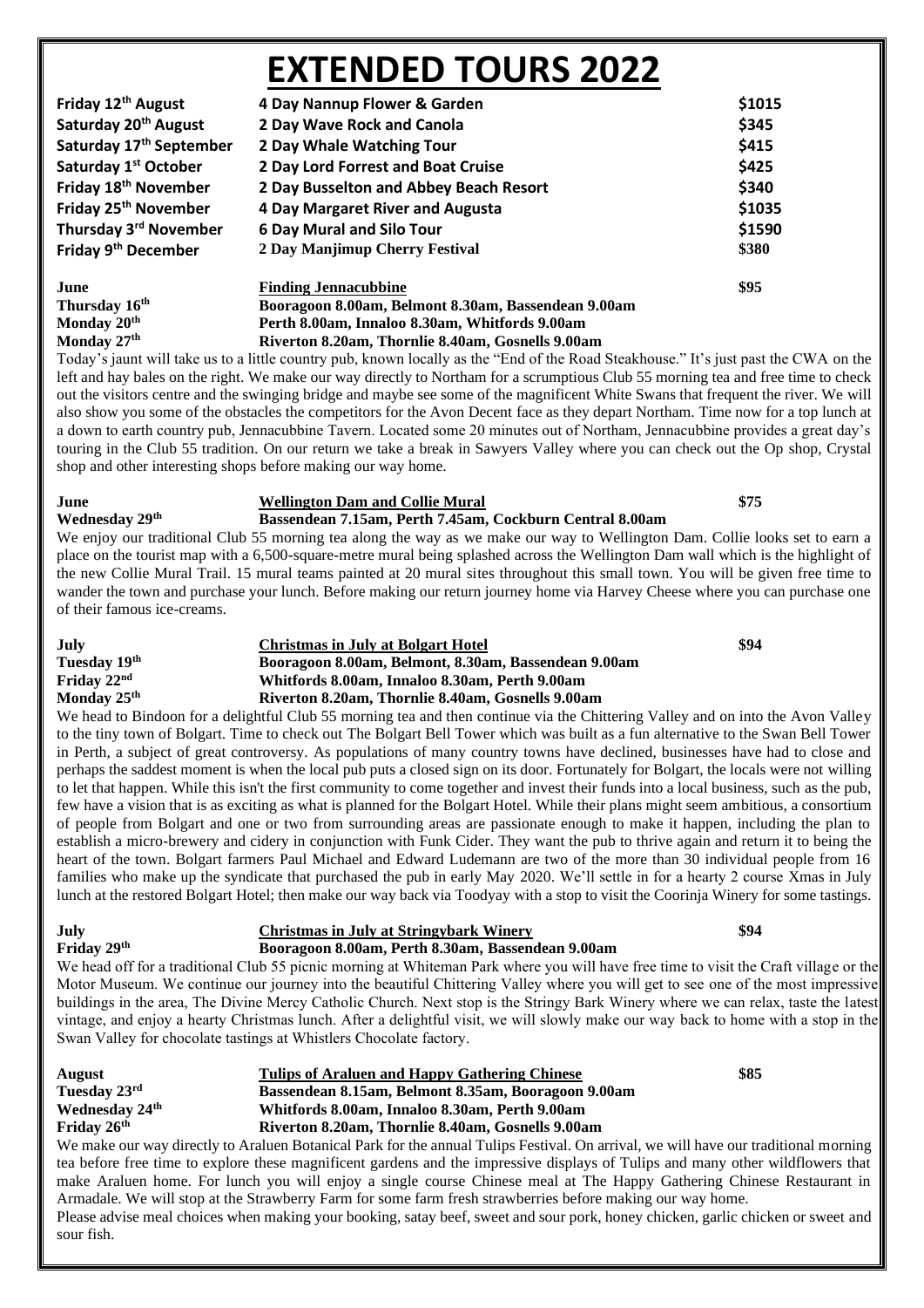# EXTENDED TOURS 2022

| | | |
|---|---|---|
| **Friday 12th August** | **4 Day Nannup Flower & Garden** | **$1015** |
| **Saturday 20th August** | **2 Day Wave Rock and Canola** | **$345** |
| **Saturday 17th September** | **2 Day Whale Watching Tour** | **$415** |
| **Saturday 1st October** | **2 Day Lord Forrest and Boat Cruise** | **$425** |
| **Friday 18th November** | **2 Day Busselton and Abbey Beach Resort** | **$340** |
| **Friday 25th November** | **4 Day Margaret River and Augusta** | **$1035** |
| **Thursday 3rd November** | **6 Day Mural and Silo Tour** | **$1590** |
| **Friday 9th December** | **2 Day Manjimup Cherry Festival** | **$380** |

**June** — **Finding Jennacubbine** — **$95**

**Thursday 16th** — **Booragoon 8.00am, Belmont 8.30am, Bassendean 9.00am**
**Monday 20th** — **Perth 8.00am, Innaloo 8.30am, Whitfords 9.00am**
**Monday 27th** — **Riverton 8.20am, Thornlie 8.40am, Gosnells 9.00am**

Today's jaunt will take us to a little country pub, known locally as the "End of the Road Steakhouse." It's just past the CWA on the left and hay bales on the right. We make our way directly to Northam for a scrumptious Club 55 morning tea and free time to check out the visitors centre and the swinging bridge and maybe see some of the magnificent White Swans that frequent the river. We will also show you some of the obstacles the competitors for the Avon Decent face as they depart Northam. Time now for a top lunch at a down to earth country pub, Jennacubbine Tavern. Located some 20 minutes out of Northam, Jennacubbine provides a great day's touring in the Club 55 tradition. On our return we take a break in Sawyers Valley where you can check out the Op shop, Crystal shop and other interesting shops before making our way home.

**June** — **Wellington Dam and Collie Mural** — **$75**

**Wednesday 29th** — **Bassendean 7.15am, Perth 7.45am, Cockburn Central 8.00am**

We enjoy our traditional Club 55 morning tea along the way as we make our way to Wellington Dam. Collie looks set to earn a place on the tourist map with a 6,500-square-metre mural being splashed across the Wellington Dam wall which is the highlight of the new Collie Mural Trail. 15 mural teams painted at 20 mural sites throughout this small town. You will be given free time to wander the town and purchase your lunch. Before making our return journey home via Harvey Cheese where you can purchase one of their famous ice-creams.

**July** — **Christmas in July at Bolgart Hotel** — **$94**

**Tuesday 19th** — **Booragoon 8.00am, Belmont, 8.30am, Bassendean 9.00am**
**Friday 22nd** — **Whitfords 8.00am, Innaloo 8.30am, Perth 9.00am**
**Monday 25th** — **Riverton 8.20am, Thornlie 8.40am, Gosnells 9.00am**

We head to Bindoon for a delightful Club 55 morning tea and then continue via the Chittering Valley and on into the Avon Valley to the tiny town of Bolgart. Time to check out The Bolgart Bell Tower which was built as a fun alternative to the Swan Bell Tower in Perth, a subject of great controversy. As populations of many country towns have declined, businesses have had to close and perhaps the saddest moment is when the local pub puts a closed sign on its door. Fortunately for Bolgart, the locals were not willing to let that happen. While this isn't the first community to come together and invest their funds into a local business, such as the pub, few have a vision that is as exciting as what is planned for the Bolgart Hotel. While their plans might seem ambitious, a consortium of people from Bolgart and one or two from surrounding areas are passionate enough to make it happen, including the plan to establish a micro-brewery and cidery in conjunction with Funk Cider. They want the pub to thrive again and return it to being the heart of the town. Bolgart farmers Paul Michael and Edward Ludemann are two of the more than 30 individual people from 16 families who make up the syndicate that purchased the pub in early May 2020. We'll settle in for a hearty 2 course Xmas in July lunch at the restored Bolgart Hotel; then make our way back via Toodyay with a stop to visit the Coorinja Winery for some tastings.

**July** — **Christmas in July at Stringybark Winery** — **$94**

**Friday 29th** — **Booragoon 8.00am, Perth 8.30am, Bassendean 9.00am**

We head off for a traditional Club 55 picnic morning at Whiteman Park where you will have free time to visit the Craft village or the Motor Museum. We continue our journey into the beautiful Chittering Valley where you will get to see one of the most impressive buildings in the area, The Divine Mercy Catholic Church. Next stop is the Stringy Bark Winery where we can relax, taste the latest vintage, and enjoy a hearty Christmas lunch. After a delightful visit, we will slowly make our way back to home with a stop in the Swan Valley for chocolate tastings at Whistlers Chocolate factory.

**August** — **Tulips of Araluen and Happy Gathering Chinese** — **$85**

**Tuesday 23rd** — **Bassendean 8.15am, Belmont 8.35am, Booragoon 9.00am**
**Wednesday 24th** — **Whitfords 8.00am, Innaloo 8.30am, Perth 9.00am**
**Friday 26th** — **Riverton 8.20am, Thornlie 8.40am, Gosnells 9.00am**

We make our way directly to Araluen Botanical Park for the annual Tulips Festival. On arrival, we will have our traditional morning tea before free time to explore these magnificent gardens and the impressive displays of Tulips and many other wildflowers that make Araluen home. For lunch you will enjoy a single course Chinese meal at The Happy Gathering Chinese Restaurant in Armadale. We will stop at the Strawberry Farm for some farm fresh strawberries before making our way home.

Please advise meal choices when making your booking, satay beef, sweet and sour pork, honey chicken, garlic chicken or sweet and sour fish.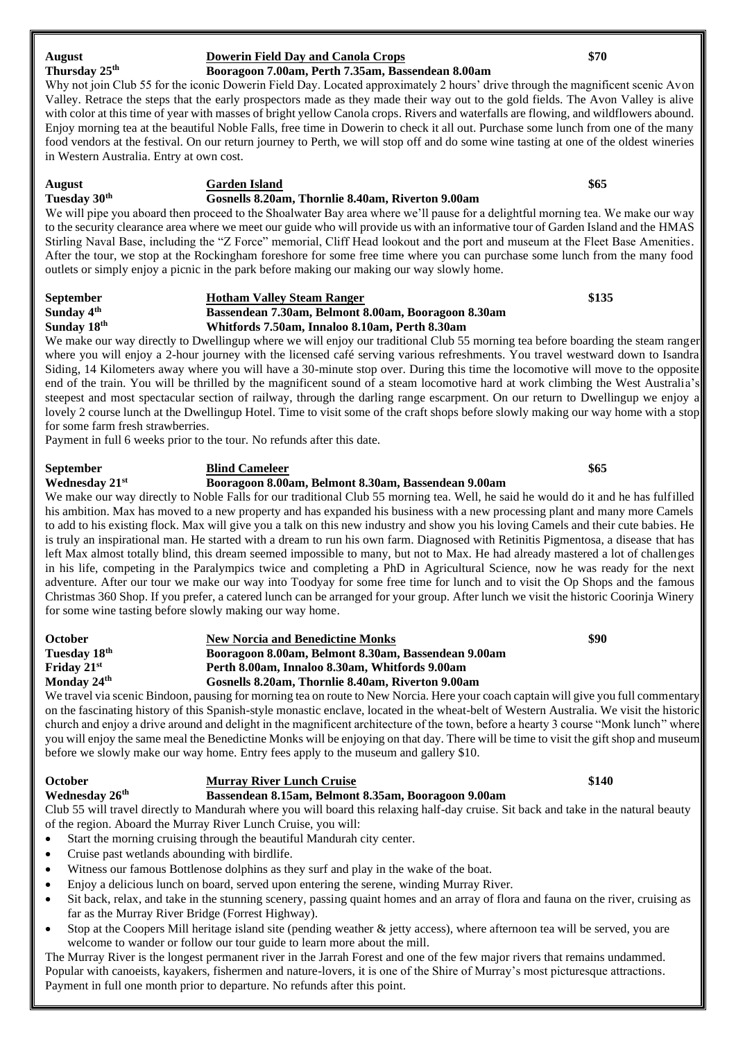**August**
**Thursday 25th**

**Dowerin Field Day and Canola Crops** **$70**
**Booragoon 7.00am, Perth 7.35am, Bassendean 8.00am**

Why not join Club 55 for the iconic Dowerin Field Day. Located approximately 2 hours' drive through the magnificent scenic Avon Valley. Retrace the steps that the early prospectors made as they made their way out to the gold fields. The Avon Valley is alive with color at this time of year with masses of bright yellow Canola crops. Rivers and waterfalls are flowing, and wildflowers abound. Enjoy morning tea at the beautiful Noble Falls, free time in Dowerin to check it all out. Purchase some lunch from one of the many food vendors at the festival. On our return journey to Perth, we will stop off and do some wine tasting at one of the oldest wineries in Western Australia. Entry at own cost.

**August**
**Tuesday 30th**

**Garden Island** **$65**
**Gosnells 8.20am, Thornlie 8.40am, Riverton 9.00am**

We will pipe you aboard then proceed to the Shoalwater Bay area where we'll pause for a delightful morning tea. We make our way to the security clearance area where we meet our guide who will provide us with an informative tour of Garden Island and the HMAS Stirling Naval Base, including the "Z Force" memorial, Cliff Head lookout and the port and museum at the Fleet Base Amenities. After the tour, we stop at the Rockingham foreshore for some free time where you can purchase some lunch from the many food outlets or simply enjoy a picnic in the park before making our making our way slowly home.

**September**
**Sunday 4th**
**Sunday 18th**

**Hotham Valley Steam Ranger** **$135**
**Bassendean 7.30am, Belmont 8.00am, Booragoon 8.30am**
**Whitfords 7.50am, Innaloo 8.10am, Perth 8.30am**

We make our way directly to Dwellingup where we will enjoy our traditional Club 55 morning tea before boarding the steam ranger where you will enjoy a 2-hour journey with the licensed café serving various refreshments. You travel westward down to Isandra Siding, 14 Kilometers away where you will have a 30-minute stop over. During this time the locomotive will move to the opposite end of the train. You will be thrilled by the magnificent sound of a steam locomotive hard at work climbing the West Australia's steepest and most spectacular section of railway, through the darling range escarpment. On our return to Dwellingup we enjoy a lovely 2 course lunch at the Dwellingup Hotel. Time to visit some of the craft shops before slowly making our way home with a stop for some farm fresh strawberries.

Payment in full 6 weeks prior to the tour. No refunds after this date.

**September**
**Wednesday 21st**

**Blind Cameleer** **$65**
**Booragoon 8.00am, Belmont 8.30am, Bassendean 9.00am**

We make our way directly to Noble Falls for our traditional Club 55 morning tea. Well, he said he would do it and he has fulfilled his ambition. Max has moved to a new property and has expanded his business with a new processing plant and many more Camels to add to his existing flock. Max will give you a talk on this new industry and show you his loving Camels and their cute babies. He is truly an inspirational man. He started with a dream to run his own farm. Diagnosed with Retinitis Pigmentosa, a disease that has left Max almost totally blind, this dream seemed impossible to many, but not to Max. He had already mastered a lot of challenges in his life, competing in the Paralympics twice and completing a PhD in Agricultural Science, now he was ready for the next adventure. After our tour we make our way into Toodyay for some free time for lunch and to visit the Op Shops and the famous Christmas 360 Shop. If you prefer, a catered lunch can be arranged for your group. After lunch we visit the historic Coorinja Winery for some wine tasting before slowly making our way home.

**October**
**Tuesday 18th**
**Friday 21st**
**Monday 24th**

**New Norcia and Benedictine Monks** **$90**
**Booragoon 8.00am, Belmont 8.30am, Bassendean 9.00am**
**Perth 8.00am, Innaloo 8.30am, Whitfords 9.00am**
**Gosnells 8.20am, Thornlie 8.40am, Riverton 9.00am**

We travel via scenic Bindoon, pausing for morning tea on route to New Norcia. Here your coach captain will give you full commentary on the fascinating history of this Spanish-style monastic enclave, located in the wheat-belt of Western Australia. We visit the historic church and enjoy a drive around and delight in the magnificent architecture of the town, before a hearty 3 course "Monk lunch" where you will enjoy the same meal the Benedictine Monks will be enjoying on that day. There will be time to visit the gift shop and museum before we slowly make our way home. Entry fees apply to the museum and gallery $10.

**October**
**Wednesday 26th**

**Murray River Lunch Cruise** **$140**
**Bassendean 8.15am, Belmont 8.35am, Booragoon 9.00am**

Club 55 will travel directly to Mandurah where you will board this relaxing half-day cruise. Sit back and take in the natural beauty of the region. Aboard the Murray River Lunch Cruise, you will:

- Start the morning cruising through the beautiful Mandurah city center.
- Cruise past wetlands abounding with birdlife.
- Witness our famous Bottlenose dolphins as they surf and play in the wake of the boat.
- Enjoy a delicious lunch on board, served upon entering the serene, winding Murray River.
- Sit back, relax, and take in the stunning scenery, passing quaint homes and an array of flora and fauna on the river, cruising as far as the Murray River Bridge (Forrest Highway).
- Stop at the Coopers Mill heritage island site (pending weather & jetty access), where afternoon tea will be served, you are welcome to wander or follow our tour guide to learn more about the mill.

The Murray River is the longest permanent river in the Jarrah Forest and one of the few major rivers that remains undammed. Popular with canoeists, kayakers, fishermen and nature-lovers, it is one of the Shire of Murray's most picturesque attractions.

Payment in full one month prior to departure. No refunds after this point.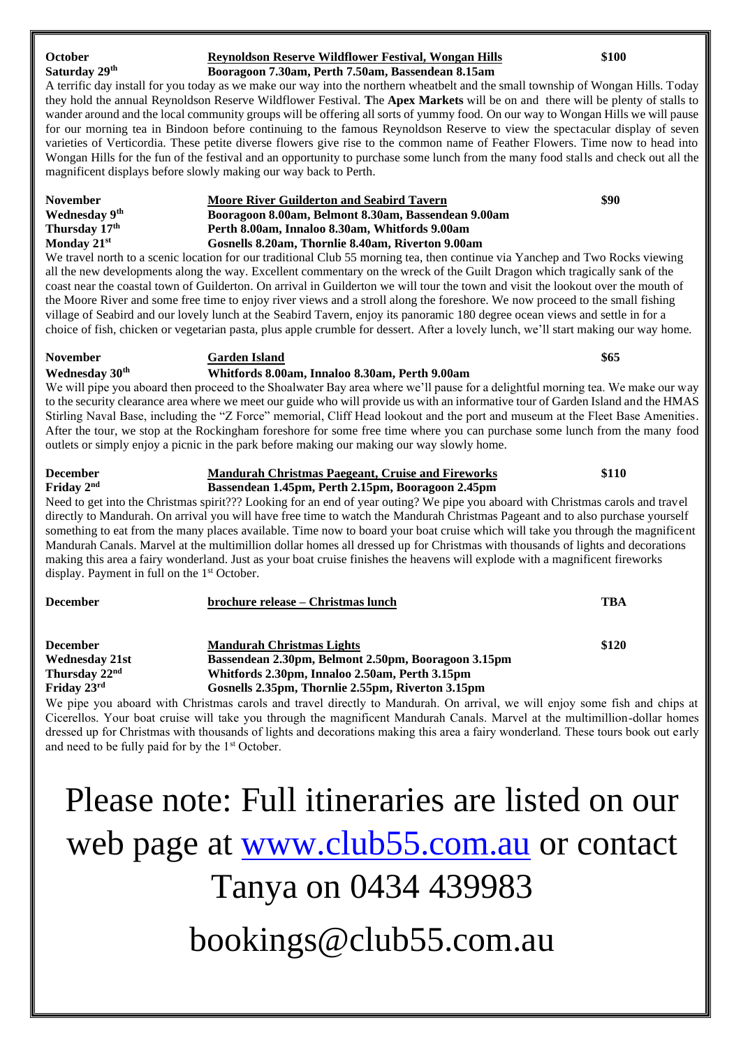**October** — **Reynoldson Reserve Wildflower Festival, Wongan Hills** — **$100**
**Saturday 29th** — **Booragoon 7.30am, Perth 7.50am, Bassendean 8.15am**

A terrific day install for you today as we make our way into the northern wheatbelt and the small township of Wongan Hills. Today they hold the annual Reynoldson Reserve Wildflower Festival. **T**he **Apex Markets** will be on and there will be plenty of stalls to wander around and the local community groups will be offering all sorts of yummy food. On our way to Wongan Hills we will pause for our morning tea in Bindoon before continuing to the famous Reynoldson Reserve to view the spectacular display of seven varieties of Verticordia. These petite diverse flowers give rise to the common name of Feather Flowers. Time now to head into Wongan Hills for the fun of the festival and an opportunity to purchase some lunch from the many food stalls and check out all the magnificent displays before slowly making our way back to Perth.

**November** — **Moore River Guilderton and Seabird Tavern** — **$90**
**Wednesday 9th** — **Booragoon 8.00am, Belmont 8.30am, Bassendean 9.00am**
**Thursday 17th** — **Perth 8.00am, Innaloo 8.30am, Whitfords 9.00am**
**Monday 21st** — **Gosnells 8.20am, Thornlie 8.40am, Riverton 9.00am**

We travel north to a scenic location for our traditional Club 55 morning tea, then continue via Yanchep and Two Rocks viewing all the new developments along the way. Excellent commentary on the wreck of the Guilt Dragon which tragically sank of the coast near the coastal town of Guilderton. On arrival in Guilderton we will tour the town and visit the lookout over the mouth of the Moore River and some free time to enjoy river views and a stroll along the foreshore. We now proceed to the small fishing village of Seabird and our lovely lunch at the Seabird Tavern, enjoy its panoramic 180 degree ocean views and settle in for a choice of fish, chicken or vegetarian pasta, plus apple crumble for dessert. After a lovely lunch, we'll start making our way home.

**November** — **Garden Island** — **$65**
**Wednesday 30th** — **Whitfords 8.00am, Innaloo 8.30am, Perth 9.00am**

We will pipe you aboard then proceed to the Shoalwater Bay area where we'll pause for a delightful morning tea. We make our way to the security clearance area where we meet our guide who will provide us with an informative tour of Garden Island and the HMAS Stirling Naval Base, including the "Z Force" memorial, Cliff Head lookout and the port and museum at the Fleet Base Amenities. After the tour, we stop at the Rockingham foreshore for some free time where you can purchase some lunch from the many food outlets or simply enjoy a picnic in the park before making our making our way slowly home.

**December** — **Mandurah Christmas Paegeant, Cruise and Fireworks** — **$110**
**Friday 2nd** — **Bassendean 1.45pm, Perth 2.15pm, Booragoon 2.45pm**

Need to get into the Christmas spirit??? Looking for an end of year outing? We pipe you aboard with Christmas carols and travel directly to Mandurah. On arrival you will have free time to watch the Mandurah Christmas Pageant and to also purchase yourself something to eat from the many places available. Time now to board your boat cruise which will take you through the magnificent Mandurah Canals. Marvel at the multimillion dollar homes all dressed up for Christmas with thousands of lights and decorations making this area a fairy wonderland. Just as your boat cruise finishes the heavens will explode with a magnificent fireworks display. Payment in full on the 1st October.

**December** — **brochure release – Christmas lunch** — **TBA**

**December** — **Mandurah Christmas Lights** — **$120**
**Wednesday 21st** — **Bassendean 2.30pm, Belmont 2.50pm, Booragoon 3.15pm**
**Thursday 22nd** — **Whitfords 2.30pm, Innaloo 2.50am, Perth 3.15pm**
**Friday 23rd** — **Gosnells 2.35pm, Thornlie 2.55pm, Riverton 3.15pm**

We pipe you aboard with Christmas carols and travel directly to Mandurah. On arrival, we will enjoy some fish and chips at Cicerellos. Your boat cruise will take you through the magnificent Mandurah Canals. Marvel at the multimillion-dollar homes dressed up for Christmas with thousands of lights and decorations making this area a fairy wonderland. These tours book out early and need to be fully paid for by the 1st October.

# Please note: Full itineraries are listed on our web page at www.club55.com.au or contact Tanya on 0434 439983

# bookings@club55.com.au